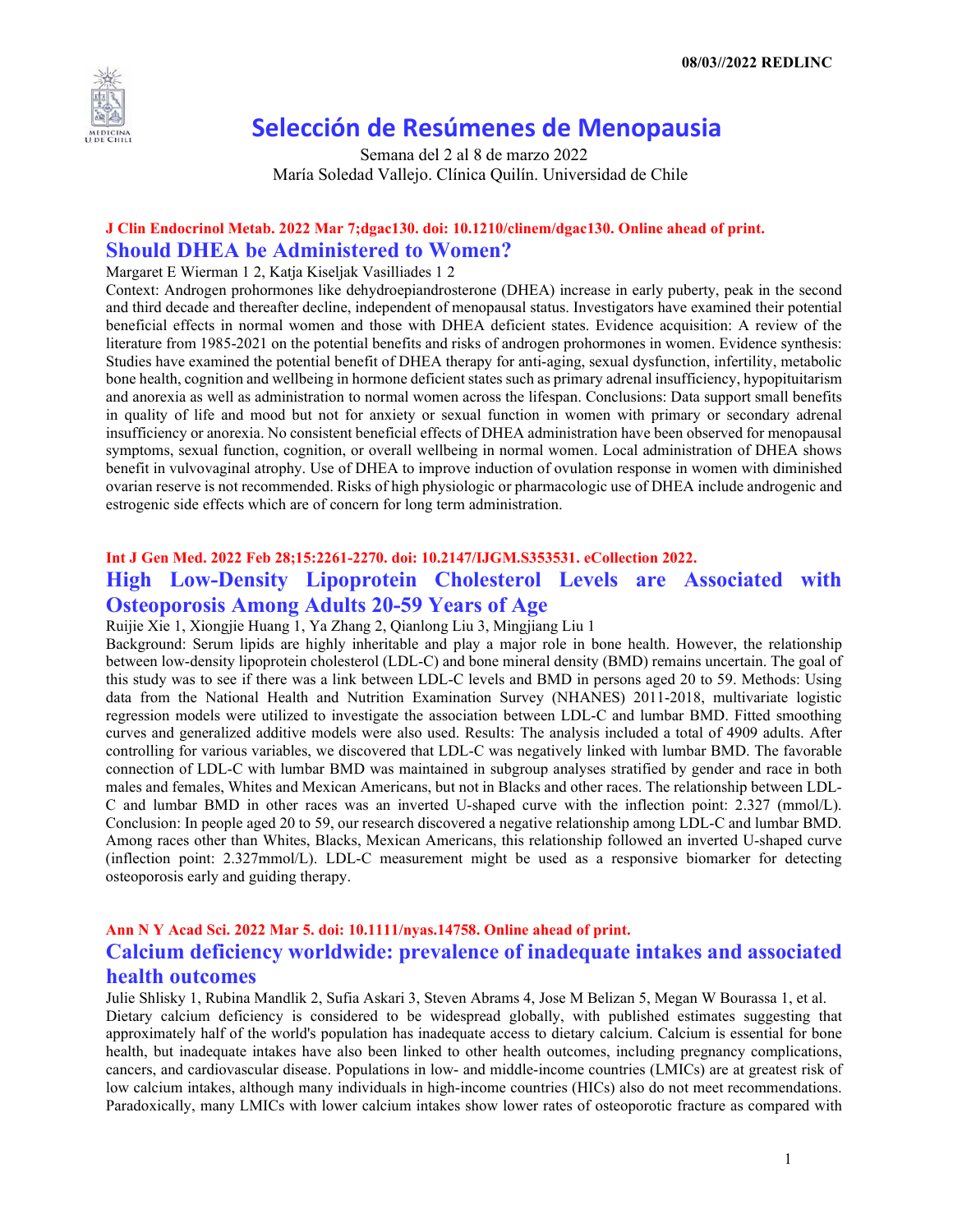08/03//2022 REDLINC

# Selección de Resúmenes de Menopausia

Semana del 2 al 8 de marzo 2022
María Soledad Vallejo. Clínica Quilín. Universidad de Chile

**J Clin Endocrinol Metab. 2022 Mar 7;dgac130. doi: 10.1210/clinem/dgac130. Online ahead of print.**

## Should DHEA be Administered to Women?

Margaret E Wierman 1 2, Katja Kiseljak Vasilliades 1 2

Context: Androgen prohormones like dehydroepiandrosterone (DHEA) increase in early puberty, peak in the second and third decade and thereafter decline, independent of menopausal status. Investigators have examined their potential beneficial effects in normal women and those with DHEA deficient states. Evidence acquisition: A review of the literature from 1985-2021 on the potential benefits and risks of androgen prohormones in women. Evidence synthesis: Studies have examined the potential benefit of DHEA therapy for anti-aging, sexual dysfunction, infertility, metabolic bone health, cognition and wellbeing in hormone deficient states such as primary adrenal insufficiency, hypopituitarism and anorexia as well as administration to normal women across the lifespan. Conclusions: Data support small benefits in quality of life and mood but not for anxiety or sexual function in women with primary or secondary adrenal insufficiency or anorexia. No consistent beneficial effects of DHEA administration have been observed for menopausal symptoms, sexual function, cognition, or overall wellbeing in normal women. Local administration of DHEA shows benefit in vulvovaginal atrophy. Use of DHEA to improve induction of ovulation response in women with diminished ovarian reserve is not recommended. Risks of high physiologic or pharmacologic use of DHEA include androgenic and estrogenic side effects which are of concern for long term administration.

**Int J Gen Med. 2022 Feb 28;15:2261-2270. doi: 10.2147/IJGM.S353531. eCollection 2022.**

## High Low-Density Lipoprotein Cholesterol Levels are Associated with Osteoporosis Among Adults 20-59 Years of Age

Ruijie Xie 1, Xiongjie Huang 1, Ya Zhang 2, Qianlong Liu 3, Mingjiang Liu 1

Background: Serum lipids are highly inheritable and play a major role in bone health. However, the relationship between low-density lipoprotein cholesterol (LDL-C) and bone mineral density (BMD) remains uncertain. The goal of this study was to see if there was a link between LDL-C levels and BMD in persons aged 20 to 59. Methods: Using data from the National Health and Nutrition Examination Survey (NHANES) 2011-2018, multivariate logistic regression models were utilized to investigate the association between LDL-C and lumbar BMD. Fitted smoothing curves and generalized additive models were also used. Results: The analysis included a total of 4909 adults. After controlling for various variables, we discovered that LDL-C was negatively linked with lumbar BMD. The favorable connection of LDL-C with lumbar BMD was maintained in subgroup analyses stratified by gender and race in both males and females, Whites and Mexican Americans, but not in Blacks and other races. The relationship between LDL-C and lumbar BMD in other races was an inverted U-shaped curve with the inflection point: 2.327 (mmol/L). Conclusion: In people aged 20 to 59, our research discovered a negative relationship among LDL-C and lumbar BMD. Among races other than Whites, Blacks, Mexican Americans, this relationship followed an inverted U-shaped curve (inflection point: 2.327mmol/L). LDL-C measurement might be used as a responsive biomarker for detecting osteoporosis early and guiding therapy.

**Ann N Y Acad Sci. 2022 Mar 5. doi: 10.1111/nyas.14758. Online ahead of print.**

## Calcium deficiency worldwide: prevalence of inadequate intakes and associated health outcomes

Julie Shlisky 1, Rubina Mandlik 2, Sufia Askari 3, Steven Abrams 4, Jose M Belizan 5, Megan W Bourassa 1, et al.

Dietary calcium deficiency is considered to be widespread globally, with published estimates suggesting that approximately half of the world's population has inadequate access to dietary calcium. Calcium is essential for bone health, but inadequate intakes have also been linked to other health outcomes, including pregnancy complications, cancers, and cardiovascular disease. Populations in low- and middle-income countries (LMICs) are at greatest risk of low calcium intakes, although many individuals in high-income countries (HICs) also do not meet recommendations. Paradoxically, many LMICs with lower calcium intakes show lower rates of osteoporotic fracture as compared with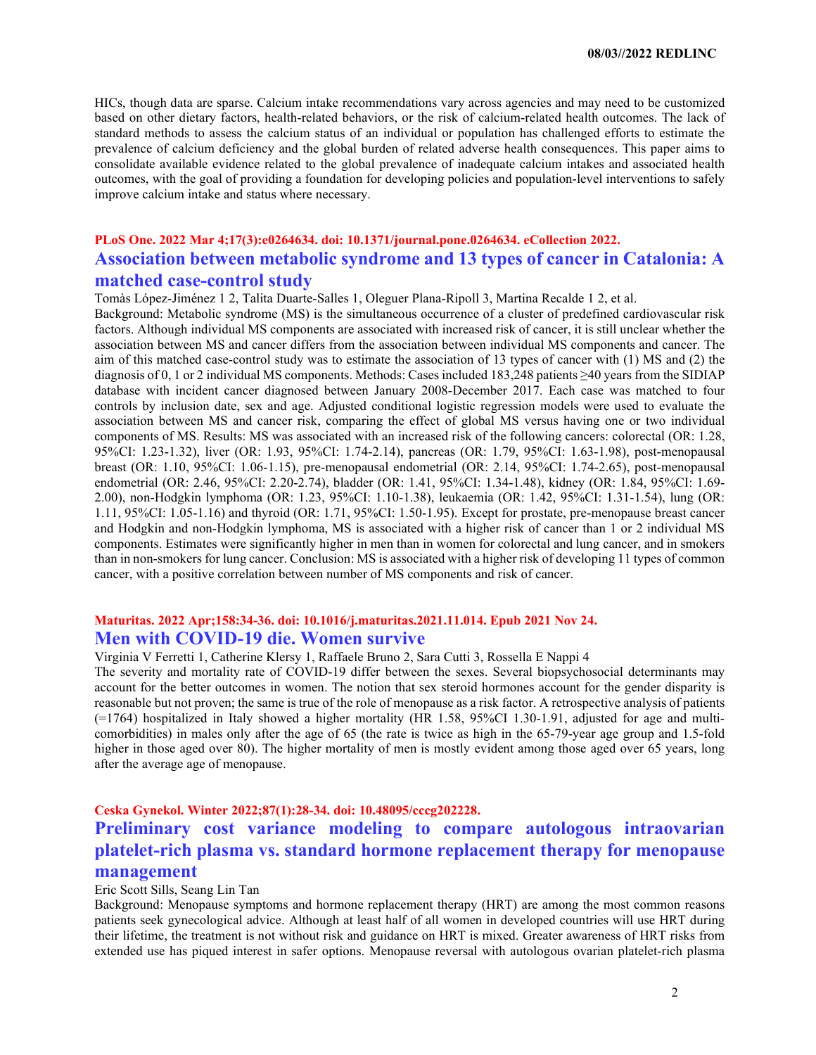HICs, though data are sparse. Calcium intake recommendations vary across agencies and may need to be customized based on other dietary factors, health-related behaviors, or the risk of calcium-related health outcomes. The lack of standard methods to assess the calcium status of an individual or population has challenged efforts to estimate the prevalence of calcium deficiency and the global burden of related adverse health consequences. This paper aims to consolidate available evidence related to the global prevalence of inadequate calcium intakes and associated health outcomes, with the goal of providing a foundation for developing policies and population-level interventions to safely improve calcium intake and status where necessary.

**PLoS One. 2022 Mar 4;17(3):e0264634. doi: 10.1371/journal.pone.0264634. eCollection 2022.**

## Association between metabolic syndrome and 13 types of cancer in Catalonia: A matched case-control study

Tomàs López-Jiménez 1 2, Talita Duarte-Salles 1, Oleguer Plana-Ripoll 3, Martina Recalde 1 2, et al.

Background: Metabolic syndrome (MS) is the simultaneous occurrence of a cluster of predefined cardiovascular risk factors. Although individual MS components are associated with increased risk of cancer, it is still unclear whether the association between MS and cancer differs from the association between individual MS components and cancer. The aim of this matched case-control study was to estimate the association of 13 types of cancer with (1) MS and (2) the diagnosis of 0, 1 or 2 individual MS components. Methods: Cases included 183,248 patients ≥40 years from the SIDIAP database with incident cancer diagnosed between January 2008-December 2017. Each case was matched to four controls by inclusion date, sex and age. Adjusted conditional logistic regression models were used to evaluate the association between MS and cancer risk, comparing the effect of global MS versus having one or two individual components of MS. Results: MS was associated with an increased risk of the following cancers: colorectal (OR: 1.28, 95%CI: 1.23-1.32), liver (OR: 1.93, 95%CI: 1.74-2.14), pancreas (OR: 1.79, 95%CI: 1.63-1.98), post-menopausal breast (OR: 1.10, 95%CI: 1.06-1.15), pre-menopausal endometrial (OR: 2.14, 95%CI: 1.74-2.65), post-menopausal endometrial (OR: 2.46, 95%CI: 2.20-2.74), bladder (OR: 1.41, 95%CI: 1.34-1.48), kidney (OR: 1.84, 95%CI: 1.69-2.00), non-Hodgkin lymphoma (OR: 1.23, 95%CI: 1.10-1.38), leukaemia (OR: 1.42, 95%CI: 1.31-1.54), lung (OR: 1.11, 95%CI: 1.05-1.16) and thyroid (OR: 1.71, 95%CI: 1.50-1.95). Except for prostate, pre-menopause breast cancer and Hodgkin and non-Hodgkin lymphoma, MS is associated with a higher risk of cancer than 1 or 2 individual MS components. Estimates were significantly higher in men than in women for colorectal and lung cancer, and in smokers than in non-smokers for lung cancer. Conclusion: MS is associated with a higher risk of developing 11 types of common cancer, with a positive correlation between number of MS components and risk of cancer.

**Maturitas. 2022 Apr;158:34-36. doi: 10.1016/j.maturitas.2021.11.014. Epub 2021 Nov 24.**

## Men with COVID-19 die. Women survive

Virginia V Ferretti 1, Catherine Klersy 1, Raffaele Bruno 2, Sara Cutti 3, Rossella E Nappi 4

The severity and mortality rate of COVID-19 differ between the sexes. Several biopsychosocial determinants may account for the better outcomes in women. The notion that sex steroid hormones account for the gender disparity is reasonable but not proven; the same is true of the role of menopause as a risk factor. A retrospective analysis of patients (=1764) hospitalized in Italy showed a higher mortality (HR 1.58, 95%CI 1.30-1.91, adjusted for age and multi-comorbidities) in males only after the age of 65 (the rate is twice as high in the 65-79-year age group and 1.5-fold higher in those aged over 80). The higher mortality of men is mostly evident among those aged over 65 years, long after the average age of menopause.

**Ceska Gynekol. Winter 2022;87(1):28-34. doi: 10.48095/cccg202228.**

## Preliminary cost variance modeling to compare autologous intraovarian platelet-rich plasma vs. standard hormone replacement therapy for menopause management

Eric Scott Sills, Seang Lin Tan

Background: Menopause symptoms and hormone replacement therapy (HRT) are among the most common reasons patients seek gynecological advice. Although at least half of all women in developed countries will use HRT during their lifetime, the treatment is not without risk and guidance on HRT is mixed. Greater awareness of HRT risks from extended use has piqued interest in safer options. Menopause reversal with autologous ovarian platelet-rich plasma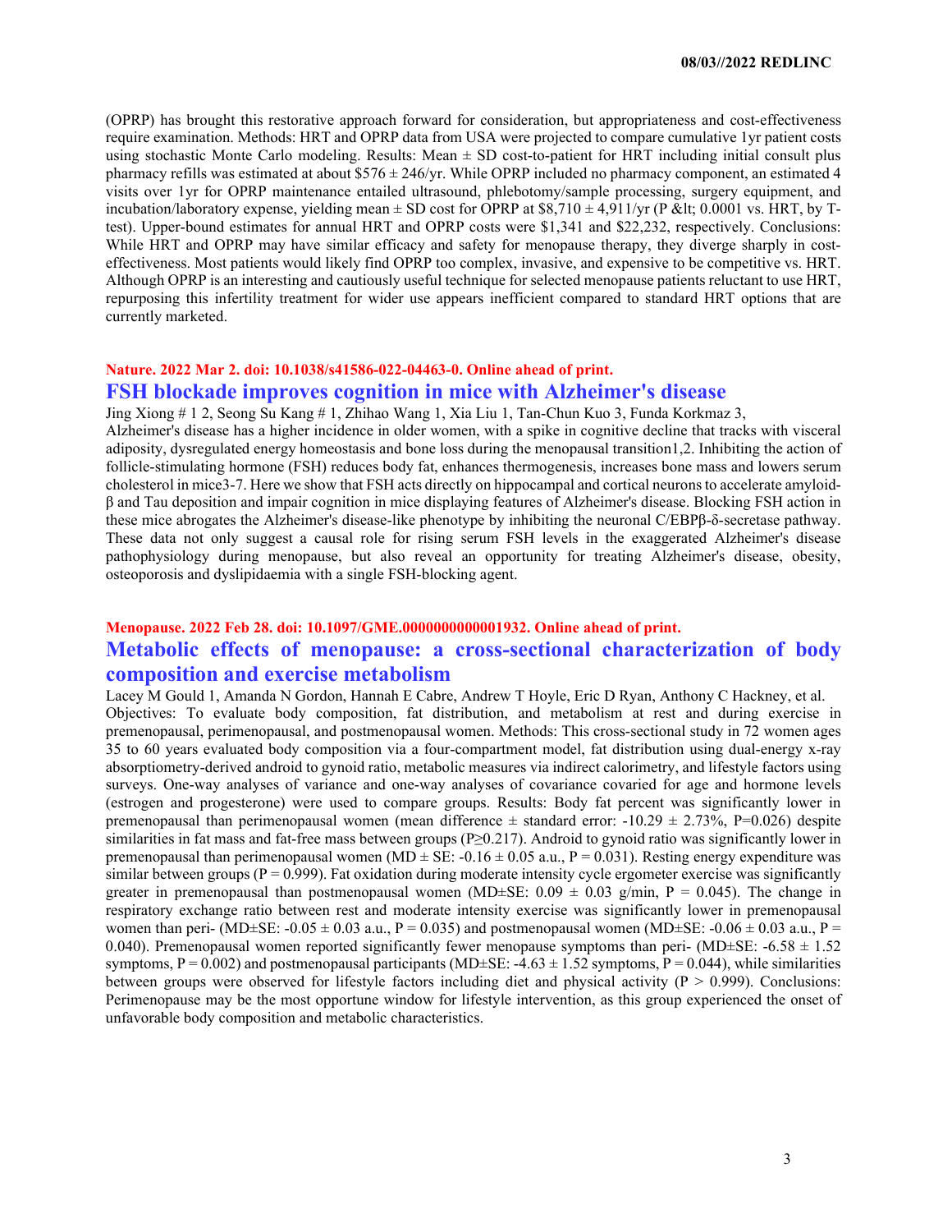(OPRP) has brought this restorative approach forward for consideration, but appropriateness and cost-effectiveness require examination. Methods: HRT and OPRP data from USA were projected to compare cumulative 1yr patient costs using stochastic Monte Carlo modeling. Results: Mean ± SD cost-to-patient for HRT including initial consult plus pharmacy refills was estimated at about $576 ± 246/yr. While OPRP included no pharmacy component, an estimated 4 visits over 1yr for OPRP maintenance entailed ultrasound, phlebotomy/sample processing, surgery equipment, and incubation/laboratory expense, yielding mean ± SD cost for OPRP at $8,710 ± 4,911/yr (P &lt; 0.0001 vs. HRT, by T-test). Upper-bound estimates for annual HRT and OPRP costs were $1,341 and $22,232, respectively. Conclusions: While HRT and OPRP may have similar efficacy and safety for menopause therapy, they diverge sharply in cost-effectiveness. Most patients would likely find OPRP too complex, invasive, and expensive to be competitive vs. HRT. Although OPRP is an interesting and cautiously useful technique for selected menopause patients reluctant to use HRT, repurposing this infertility treatment for wider use appears inefficient compared to standard HRT options that are currently marketed.

**Nature. 2022 Mar 2. doi: 10.1038/s41586-022-04463-0. Online ahead of print.**

## FSH blockade improves cognition in mice with Alzheimer's disease

Jing Xiong # 1 2, Seong Su Kang # 1, Zhihao Wang 1, Xia Liu 1, Tan-Chun Kuo 3, Funda Korkmaz 3,

Alzheimer's disease has a higher incidence in older women, with a spike in cognitive decline that tracks with visceral adiposity, dysregulated energy homeostasis and bone loss during the menopausal transition1,2. Inhibiting the action of follicle-stimulating hormone (FSH) reduces body fat, enhances thermogenesis, increases bone mass and lowers serum cholesterol in mice3-7. Here we show that FSH acts directly on hippocampal and cortical neurons to accelerate amyloid-β and Tau deposition and impair cognition in mice displaying features of Alzheimer's disease. Blocking FSH action in these mice abrogates the Alzheimer's disease-like phenotype by inhibiting the neuronal C/EBPβ-δ-secretase pathway. These data not only suggest a causal role for rising serum FSH levels in the exaggerated Alzheimer's disease pathophysiology during menopause, but also reveal an opportunity for treating Alzheimer's disease, obesity, osteoporosis and dyslipidaemia with a single FSH-blocking agent.

**Menopause. 2022 Feb 28. doi: 10.1097/GME.0000000000001932. Online ahead of print.**

## Metabolic effects of menopause: a cross-sectional characterization of body composition and exercise metabolism

Lacey M Gould 1, Amanda N Gordon, Hannah E Cabre, Andrew T Hoyle, Eric D Ryan, Anthony C Hackney, et al.

Objectives: To evaluate body composition, fat distribution, and metabolism at rest and during exercise in premenopausal, perimenopausal, and postmenopausal women. Methods: This cross-sectional study in 72 women ages 35 to 60 years evaluated body composition via a four-compartment model, fat distribution using dual-energy x-ray absorptiometry-derived android to gynoid ratio, metabolic measures via indirect calorimetry, and lifestyle factors using surveys. One-way analyses of variance and one-way analyses of covariance covaried for age and hormone levels (estrogen and progesterone) were used to compare groups. Results: Body fat percent was significantly lower in premenopausal than perimenopausal women (mean difference ± standard error: -10.29 ± 2.73%, P=0.026) despite similarities in fat mass and fat-free mass between groups (P≥0.217). Android to gynoid ratio was significantly lower in premenopausal than perimenopausal women (MD ± SE: -0.16 ± 0.05 a.u., P = 0.031). Resting energy expenditure was similar between groups (P = 0.999). Fat oxidation during moderate intensity cycle ergometer exercise was significantly greater in premenopausal than postmenopausal women (MD±SE: 0.09 ± 0.03 g/min, P = 0.045). The change in respiratory exchange ratio between rest and moderate intensity exercise was significantly lower in premenopausal women than peri- (MD±SE: -0.05 ± 0.03 a.u., P = 0.035) and postmenopausal women (MD±SE: -0.06 ± 0.03 a.u., P = 0.040). Premenopausal women reported significantly fewer menopause symptoms than peri- (MD±SE: -6.58 ± 1.52 symptoms, P = 0.002) and postmenopausal participants (MD±SE: -4.63 ± 1.52 symptoms, P = 0.044), while similarities between groups were observed for lifestyle factors including diet and physical activity (P > 0.999). Conclusions: Perimenopause may be the most opportune window for lifestyle intervention, as this group experienced the onset of unfavorable body composition and metabolic characteristics.